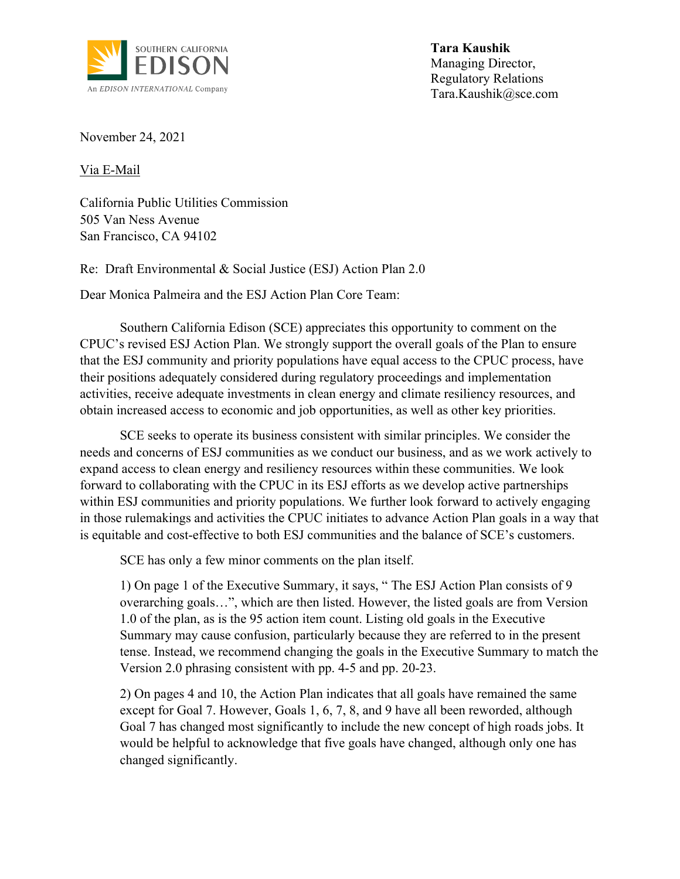SOUTHERN CALIFORNIA
EDISON
An EDISON INTERNATIONAL Company

**Tara Kaushik**
Managing Director,
Regulatory Relations
Tara.Kaushik@sce.com

November 24, 2021

Via E-Mail

California Public Utilities Commission
505 Van Ness Avenue
San Francisco, CA 94102

Re: Draft Environmental & Social Justice (ESJ) Action Plan 2.0

Dear Monica Palmeira and the ESJ Action Plan Core Team:

Southern California Edison (SCE) appreciates this opportunity to comment on the CPUC's revised ESJ Action Plan. We strongly support the overall goals of the Plan to ensure that the ESJ community and priority populations have equal access to the CPUC process, have their positions adequately considered during regulatory proceedings and implementation activities, receive adequate investments in clean energy and climate resiliency resources, and obtain increased access to economic and job opportunities, as well as other key priorities.

SCE seeks to operate its business consistent with similar principles. We consider the needs and concerns of ESJ communities as we conduct our business, and as we work actively to expand access to clean energy and resiliency resources within these communities. We look forward to collaborating with the CPUC in its ESJ efforts as we develop active partnerships within ESJ communities and priority populations. We further look forward to actively engaging in those rulemakings and activities the CPUC initiates to advance Action Plan goals in a way that is equitable and cost-effective to both ESJ communities and the balance of SCE's customers.

SCE has only a few minor comments on the plan itself.

1) On page 1 of the Executive Summary, it says, " The ESJ Action Plan consists of 9 overarching goals…", which are then listed. However, the listed goals are from Version 1.0 of the plan, as is the 95 action item count. Listing old goals in the Executive Summary may cause confusion, particularly because they are referred to in the present tense. Instead, we recommend changing the goals in the Executive Summary to match the Version 2.0 phrasing consistent with pp. 4-5 and pp. 20-23.

2) On pages 4 and 10, the Action Plan indicates that all goals have remained the same except for Goal 7. However, Goals 1, 6, 7, 8, and 9 have all been reworded, although Goal 7 has changed most significantly to include the new concept of high roads jobs. It would be helpful to acknowledge that five goals have changed, although only one has changed significantly.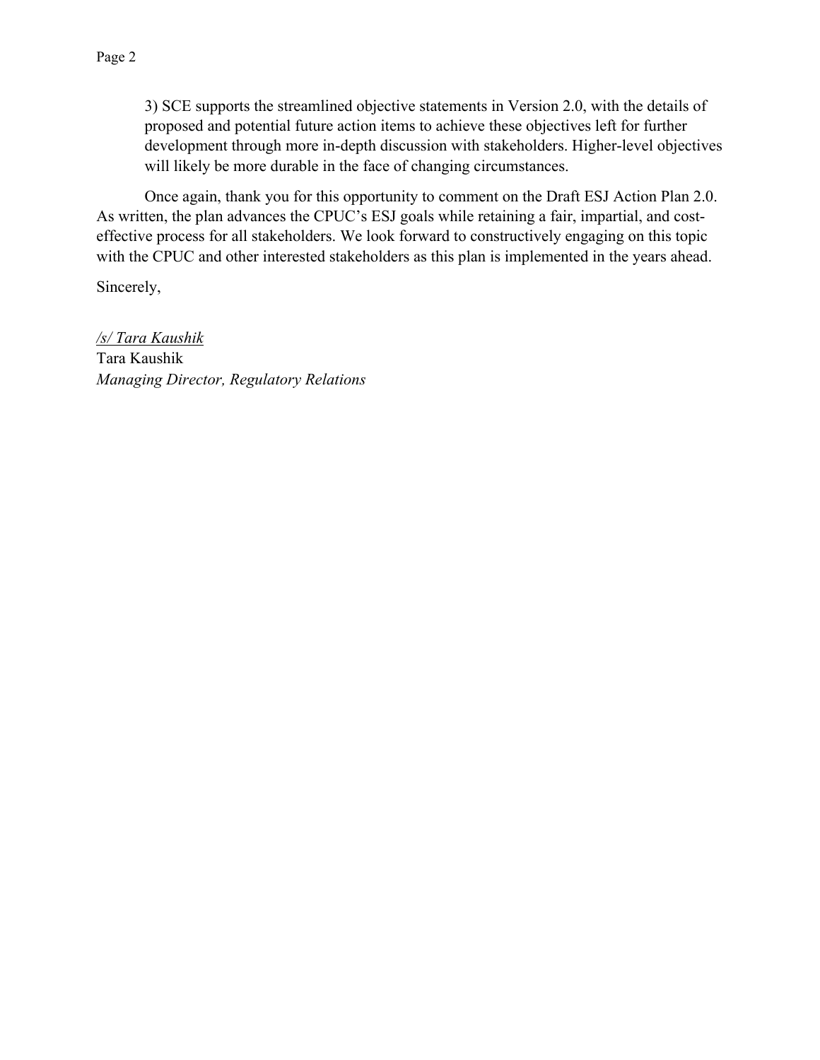3) SCE supports the streamlined objective statements in Version 2.0, with the details of proposed and potential future action items to achieve these objectives left for further development through more in-depth discussion with stakeholders. Higher-level objectives will likely be more durable in the face of changing circumstances.

Once again, thank you for this opportunity to comment on the Draft ESJ Action Plan 2.0. As written, the plan advances the CPUC's ESJ goals while retaining a fair, impartial, and cost-effective process for all stakeholders. We look forward to constructively engaging on this topic with the CPUC and other interested stakeholders as this plan is implemented in the years ahead.

Sincerely,

*/s/ Tara Kaushik*
Tara Kaushik
*Managing Director, Regulatory Relations*